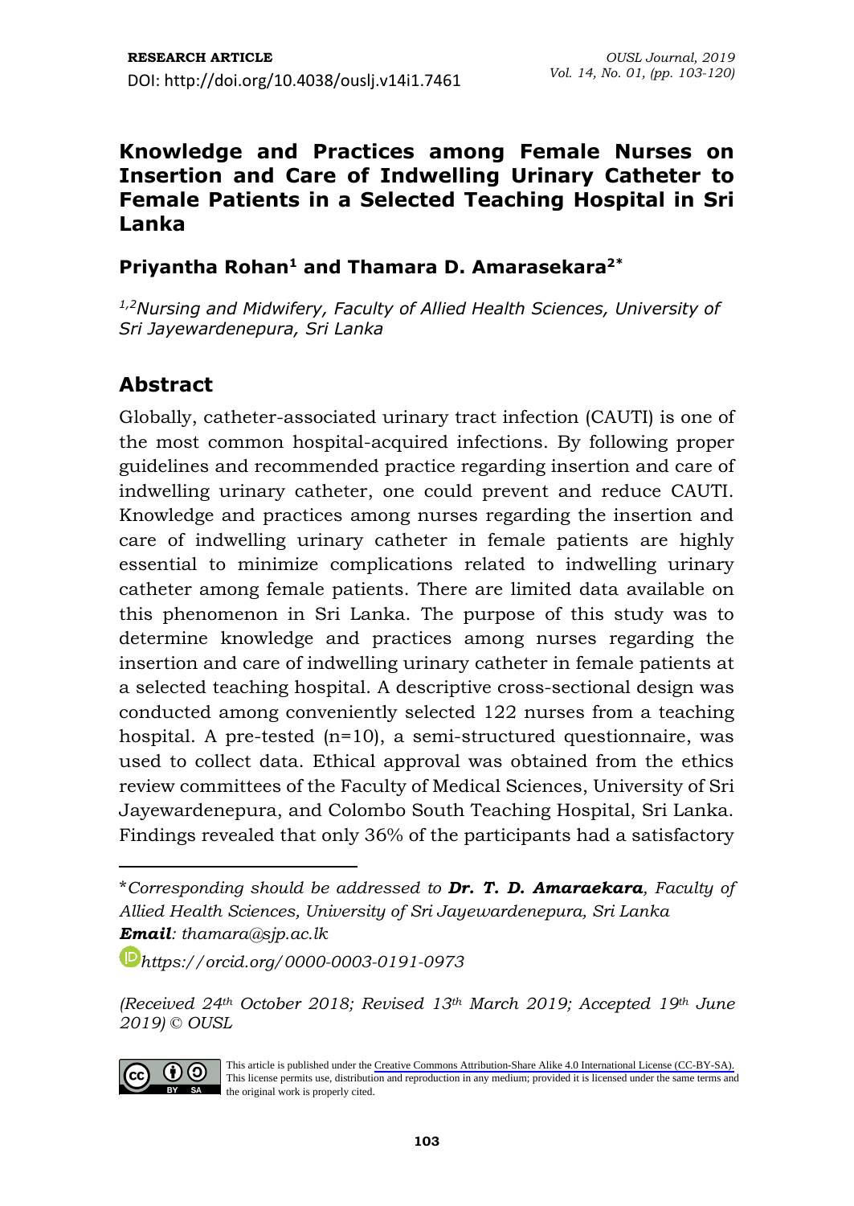**RESEARCH ARTICLE**

DOI: http://doi.org/10.4038/ouslj.v14i1.7461

# Knowledge and Practices among Female Nurses on Insertion and Care of Indwelling Urinary Catheter to Female Patients in a Selected Teaching Hospital in Sri Lanka

**Priyantha Rohan[1] and Thamara D. Amarasekara[2*]**

*[1,2]Nursing and Midwifery, Faculty of Allied Health Sciences, University of Sri Jayewardenepura, Sri Lanka*

## Abstract

Globally, catheter-associated urinary tract infection (CAUTI) is one of the most common hospital-acquired infections. By following proper guidelines and recommended practice regarding insertion and care of indwelling urinary catheter, one could prevent and reduce CAUTI. Knowledge and practices among nurses regarding the insertion and care of indwelling urinary catheter in female patients are highly essential to minimize complications related to indwelling urinary catheter among female patients. There are limited data available on this phenomenon in Sri Lanka. The purpose of this study was to determine knowledge and practices among nurses regarding the insertion and care of indwelling urinary catheter in female patients at a selected teaching hospital. A descriptive cross-sectional design was conducted among conveniently selected 122 nurses from a teaching hospital. A pre-tested (n=10), a semi-structured questionnaire, was used to collect data. Ethical approval was obtained from the ethics review committees of the Faculty of Medical Sciences, University of Sri Jayewardenepura, and Colombo South Teaching Hospital, Sri Lanka. Findings revealed that only 36% of the participants had a satisfactory

---

*Corresponding should be addressed to **Dr. T. D. Amaraekara**, Faculty of Allied Health Sciences, University of Sri Jayewardenepura, Sri Lanka
***Email**: thamara@sjp.ac.lk*

*https://orcid.org/0000-0003-0191-0973*

*(Received 24th October 2018; Revised 13th March 2019; Accepted 19th June 2019) © OUSL*

This article is published under the Creative Commons Attribution-Share Alike 4.0 International License (CC-BY-SA). This license permits use, distribution and reproduction in any medium; provided it is licensed under the same terms and the original work is properly cited.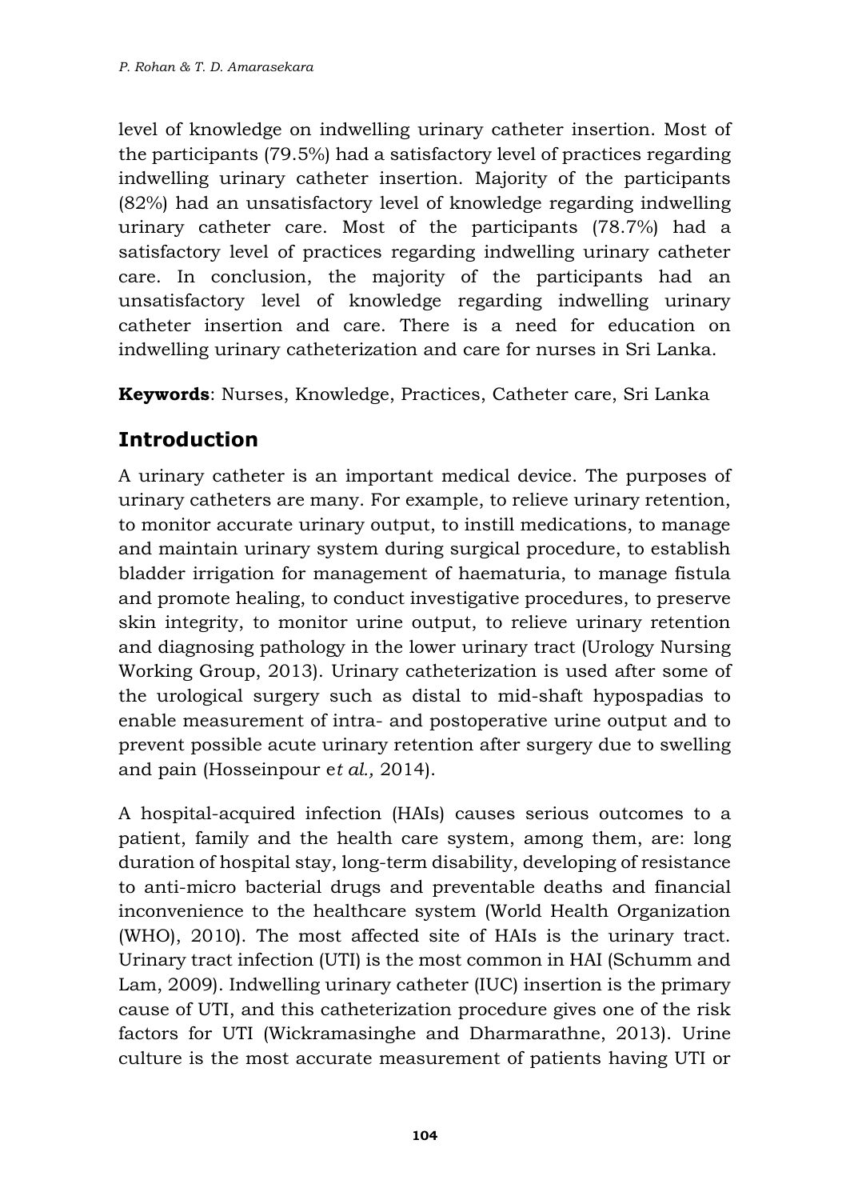level of knowledge on indwelling urinary catheter insertion. Most of the participants (79.5%) had a satisfactory level of practices regarding indwelling urinary catheter insertion. Majority of the participants (82%) had an unsatisfactory level of knowledge regarding indwelling urinary catheter care. Most of the participants (78.7%) had a satisfactory level of practices regarding indwelling urinary catheter care. In conclusion, the majority of the participants had an unsatisfactory level of knowledge regarding indwelling urinary catheter insertion and care. There is a need for education on indwelling urinary catheterization and care for nurses in Sri Lanka.

**Keywords**: Nurses, Knowledge, Practices, Catheter care, Sri Lanka

## Introduction

A urinary catheter is an important medical device. The purposes of urinary catheters are many. For example, to relieve urinary retention, to monitor accurate urinary output, to instill medications, to manage and maintain urinary system during surgical procedure, to establish bladder irrigation for management of haematuria, to manage fistula and promote healing, to conduct investigative procedures, to preserve skin integrity, to monitor urine output, to relieve urinary retention and diagnosing pathology in the lower urinary tract (Urology Nursing Working Group, 2013). Urinary catheterization is used after some of the urological surgery such as distal to mid-shaft hypospadias to enable measurement of intra- and postoperative urine output and to prevent possible acute urinary retention after surgery due to swelling and pain (Hosseinpour e*t al.,* 2014).

A hospital-acquired infection (HAIs) causes serious outcomes to a patient, family and the health care system, among them, are: long duration of hospital stay, long-term disability, developing of resistance to anti-micro bacterial drugs and preventable deaths and financial inconvenience to the healthcare system (World Health Organization (WHO), 2010). The most affected site of HAIs is the urinary tract. Urinary tract infection (UTI) is the most common in HAI (Schumm and Lam, 2009). Indwelling urinary catheter (IUC) insertion is the primary cause of UTI, and this catheterization procedure gives one of the risk factors for UTI (Wickramasinghe and Dharmarathne, 2013). Urine culture is the most accurate measurement of patients having UTI or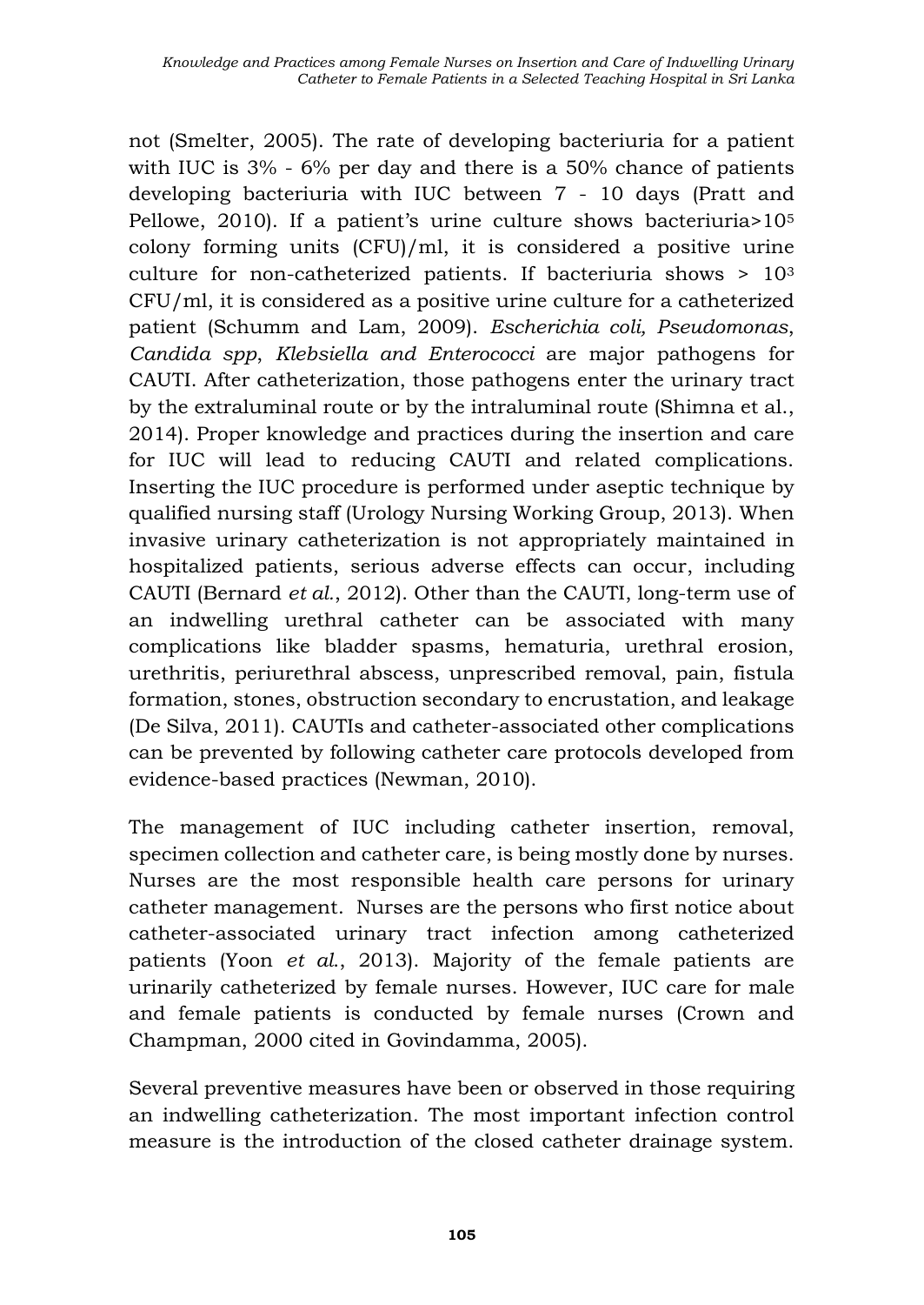not (Smelter, 2005). The rate of developing bacteriuria for a patient with IUC is 3% - 6% per day and there is a 50% chance of patients developing bacteriuria with IUC between 7 - 10 days (Pratt and Pellowe, 2010). If a patient's urine culture shows bacteriuria>$10^5$ colony forming units (CFU)/ml, it is considered a positive urine culture for non-catheterized patients. If bacteriuria shows > $10^3$ CFU/ml, it is considered as a positive urine culture for a catheterized patient (Schumm and Lam, 2009). *Escherichia coli, Pseudomonas, Candida spp, Klebsiella and Enterococci* are major pathogens for CAUTI. After catheterization, those pathogens enter the urinary tract by the extraluminal route or by the intraluminal route (Shimna et al., 2014). Proper knowledge and practices during the insertion and care for IUC will lead to reducing CAUTI and related complications. Inserting the IUC procedure is performed under aseptic technique by qualified nursing staff (Urology Nursing Working Group, 2013). When invasive urinary catheterization is not appropriately maintained in hospitalized patients, serious adverse effects can occur, including CAUTI (Bernard *et al.*, 2012). Other than the CAUTI, long-term use of an indwelling urethral catheter can be associated with many complications like bladder spasms, hematuria, urethral erosion, urethritis, periurethral abscess, unprescribed removal, pain, fistula formation, stones, obstruction secondary to encrustation, and leakage (De Silva, 2011). CAUTIs and catheter-associated other complications can be prevented by following catheter care protocols developed from evidence-based practices (Newman, 2010).

The management of IUC including catheter insertion, removal, specimen collection and catheter care, is being mostly done by nurses. Nurses are the most responsible health care persons for urinary catheter management. Nurses are the persons who first notice about catheter-associated urinary tract infection among catheterized patients (Yoon *et al.*, 2013). Majority of the female patients are urinarily catheterized by female nurses. However, IUC care for male and female patients is conducted by female nurses (Crown and Champman, 2000 cited in Govindamma, 2005).

Several preventive measures have been or observed in those requiring an indwelling catheterization. The most important infection control measure is the introduction of the closed catheter drainage system.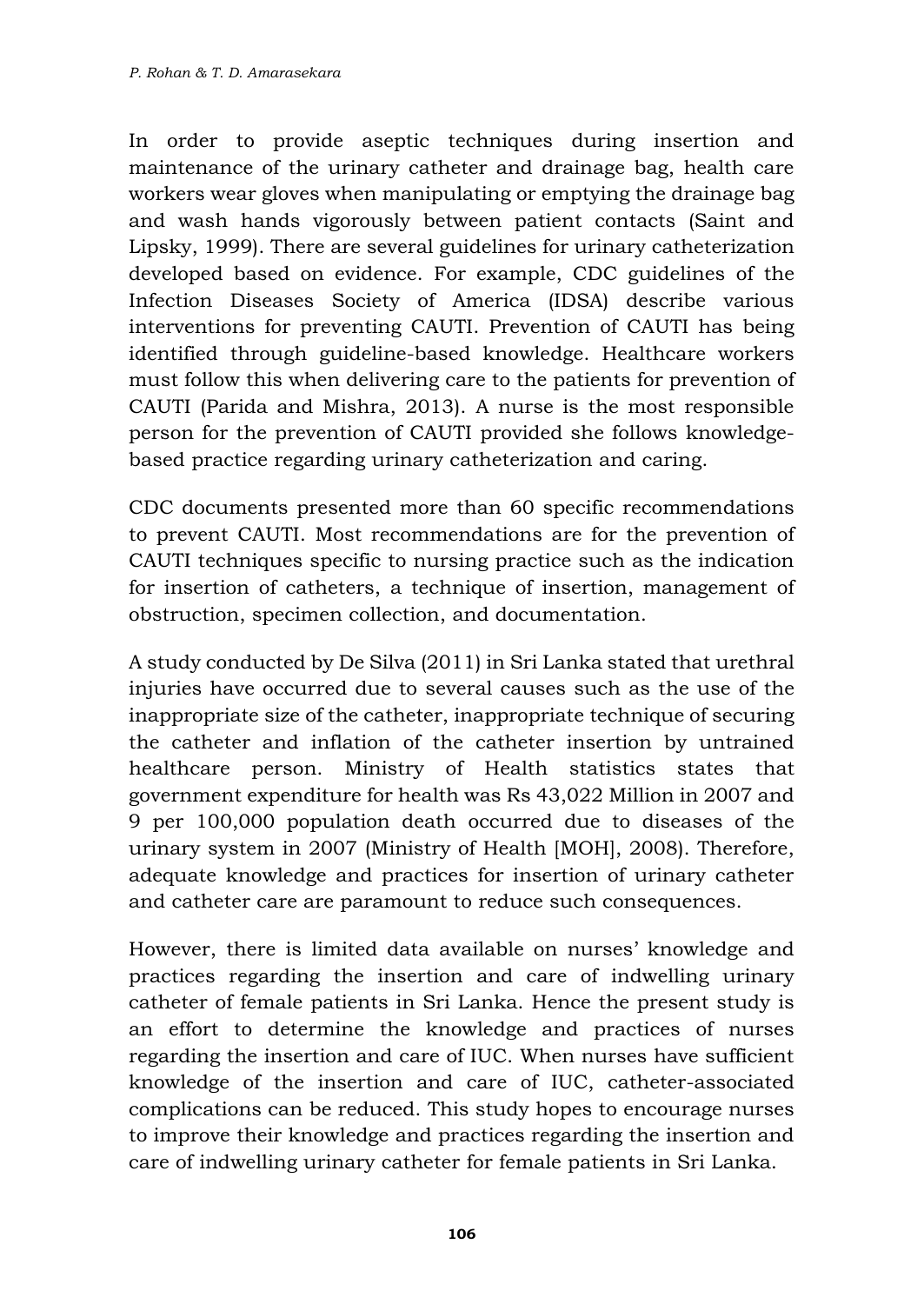In order to provide aseptic techniques during insertion and maintenance of the urinary catheter and drainage bag, health care workers wear gloves when manipulating or emptying the drainage bag and wash hands vigorously between patient contacts (Saint and Lipsky, 1999). There are several guidelines for urinary catheterization developed based on evidence. For example, CDC guidelines of the Infection Diseases Society of America (IDSA) describe various interventions for preventing CAUTI. Prevention of CAUTI has being identified through guideline-based knowledge. Healthcare workers must follow this when delivering care to the patients for prevention of CAUTI (Parida and Mishra, 2013). A nurse is the most responsible person for the prevention of CAUTI provided she follows knowledge-based practice regarding urinary catheterization and caring.

CDC documents presented more than 60 specific recommendations to prevent CAUTI. Most recommendations are for the prevention of CAUTI techniques specific to nursing practice such as the indication for insertion of catheters, a technique of insertion, management of obstruction, specimen collection, and documentation.

A study conducted by De Silva (2011) in Sri Lanka stated that urethral injuries have occurred due to several causes such as the use of the inappropriate size of the catheter, inappropriate technique of securing the catheter and inflation of the catheter insertion by untrained healthcare person. Ministry of Health statistics states that government expenditure for health was Rs 43,022 Million in 2007 and 9 per 100,000 population death occurred due to diseases of the urinary system in 2007 (Ministry of Health [MOH], 2008). Therefore, adequate knowledge and practices for insertion of urinary catheter and catheter care are paramount to reduce such consequences.

However, there is limited data available on nurses' knowledge and practices regarding the insertion and care of indwelling urinary catheter of female patients in Sri Lanka. Hence the present study is an effort to determine the knowledge and practices of nurses regarding the insertion and care of IUC. When nurses have sufficient knowledge of the insertion and care of IUC, catheter-associated complications can be reduced. This study hopes to encourage nurses to improve their knowledge and practices regarding the insertion and care of indwelling urinary catheter for female patients in Sri Lanka.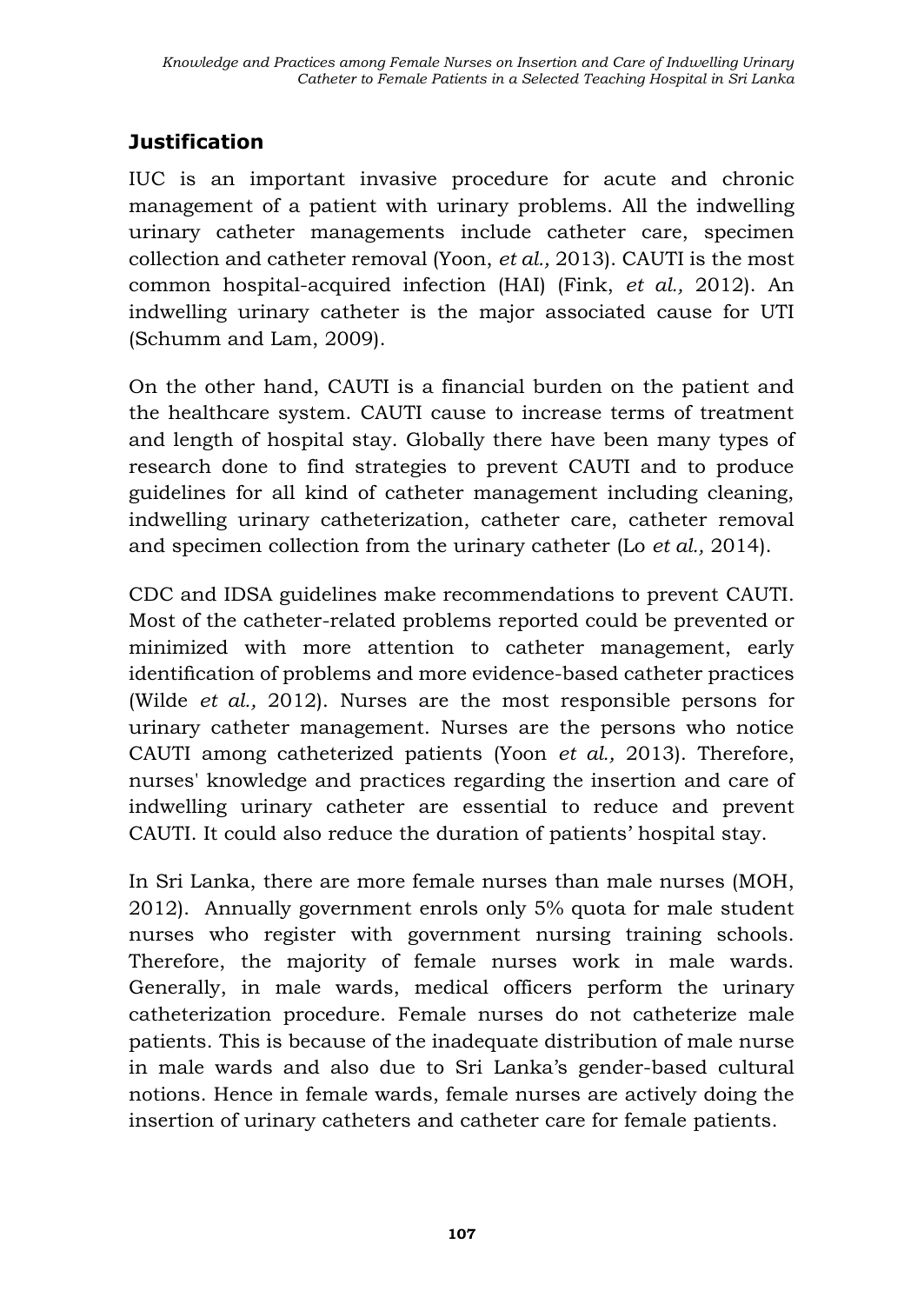## Justification

IUC is an important invasive procedure for acute and chronic management of a patient with urinary problems. All the indwelling urinary catheter managements include catheter care, specimen collection and catheter removal (Yoon, *et al.,* 2013). CAUTI is the most common hospital-acquired infection (HAI) (Fink, *et al.,* 2012). An indwelling urinary catheter is the major associated cause for UTI (Schumm and Lam, 2009).

On the other hand, CAUTI is a financial burden on the patient and the healthcare system. CAUTI cause to increase terms of treatment and length of hospital stay. Globally there have been many types of research done to find strategies to prevent CAUTI and to produce guidelines for all kind of catheter management including cleaning, indwelling urinary catheterization, catheter care, catheter removal and specimen collection from the urinary catheter (Lo *et al.,* 2014).

CDC and IDSA guidelines make recommendations to prevent CAUTI. Most of the catheter-related problems reported could be prevented or minimized with more attention to catheter management, early identification of problems and more evidence-based catheter practices (Wilde *et al.,* 2012). Nurses are the most responsible persons for urinary catheter management. Nurses are the persons who notice CAUTI among catheterized patients (Yoon *et al.,* 2013). Therefore, nurses' knowledge and practices regarding the insertion and care of indwelling urinary catheter are essential to reduce and prevent CAUTI. It could also reduce the duration of patients' hospital stay.

In Sri Lanka, there are more female nurses than male nurses (MOH, 2012). Annually government enrols only 5% quota for male student nurses who register with government nursing training schools. Therefore, the majority of female nurses work in male wards. Generally, in male wards, medical officers perform the urinary catheterization procedure. Female nurses do not catheterize male patients. This is because of the inadequate distribution of male nurse in male wards and also due to Sri Lanka's gender-based cultural notions. Hence in female wards, female nurses are actively doing the insertion of urinary catheters and catheter care for female patients.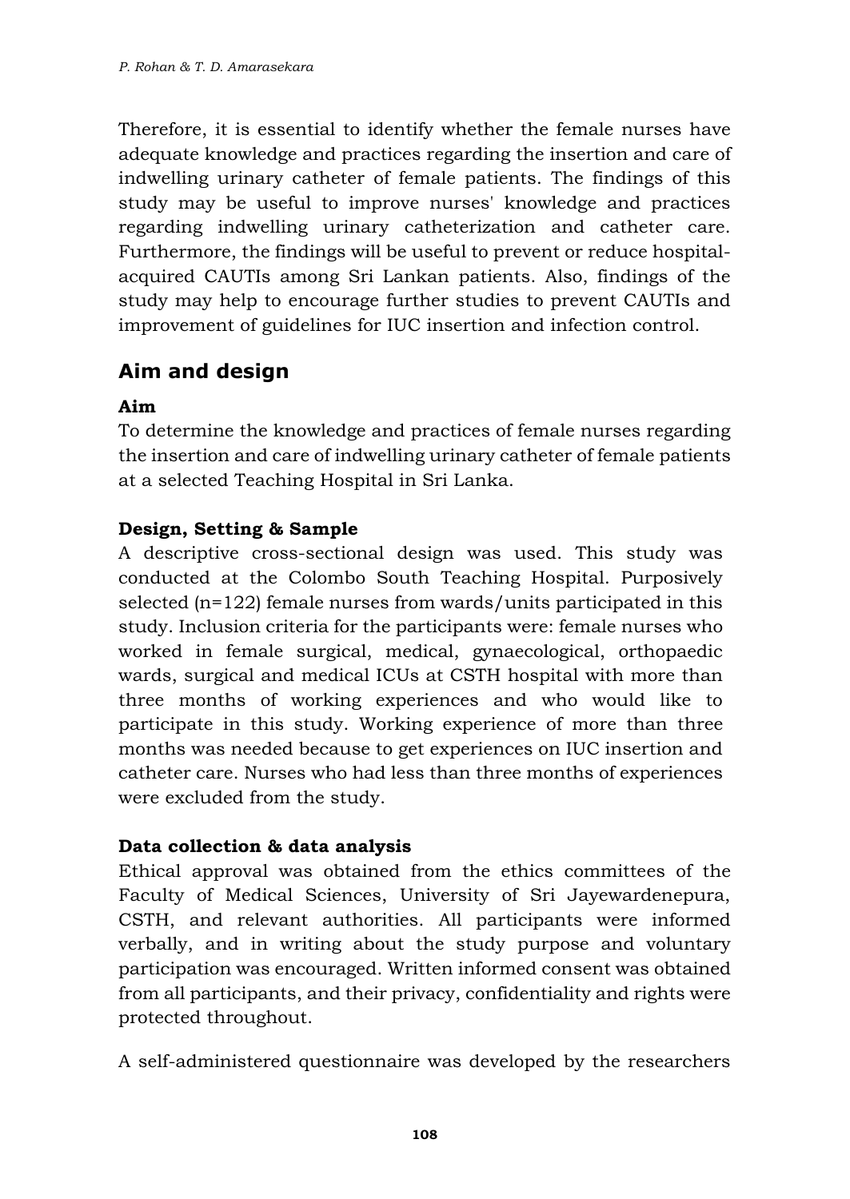Therefore, it is essential to identify whether the female nurses have adequate knowledge and practices regarding the insertion and care of indwelling urinary catheter of female patients. The findings of this study may be useful to improve nurses' knowledge and practices regarding indwelling urinary catheterization and catheter care. Furthermore, the findings will be useful to prevent or reduce hospital-acquired CAUTIs among Sri Lankan patients. Also, findings of the study may help to encourage further studies to prevent CAUTIs and improvement of guidelines for IUC insertion and infection control.

## Aim and design

### Aim

To determine the knowledge and practices of female nurses regarding the insertion and care of indwelling urinary catheter of female patients at a selected Teaching Hospital in Sri Lanka.

### Design, Setting & Sample

A descriptive cross-sectional design was used. This study was conducted at the Colombo South Teaching Hospital. Purposively selected (n=122) female nurses from wards/units participated in this study. Inclusion criteria for the participants were: female nurses who worked in female surgical, medical, gynaecological, orthopaedic wards, surgical and medical ICUs at CSTH hospital with more than three months of working experiences and who would like to participate in this study. Working experience of more than three months was needed because to get experiences on IUC insertion and catheter care. Nurses who had less than three months of experiences were excluded from the study.

### Data collection & data analysis

Ethical approval was obtained from the ethics committees of the Faculty of Medical Sciences, University of Sri Jayewardenepura, CSTH, and relevant authorities. All participants were informed verbally, and in writing about the study purpose and voluntary participation was encouraged. Written informed consent was obtained from all participants, and their privacy, confidentiality and rights were protected throughout.

A self-administered questionnaire was developed by the researchers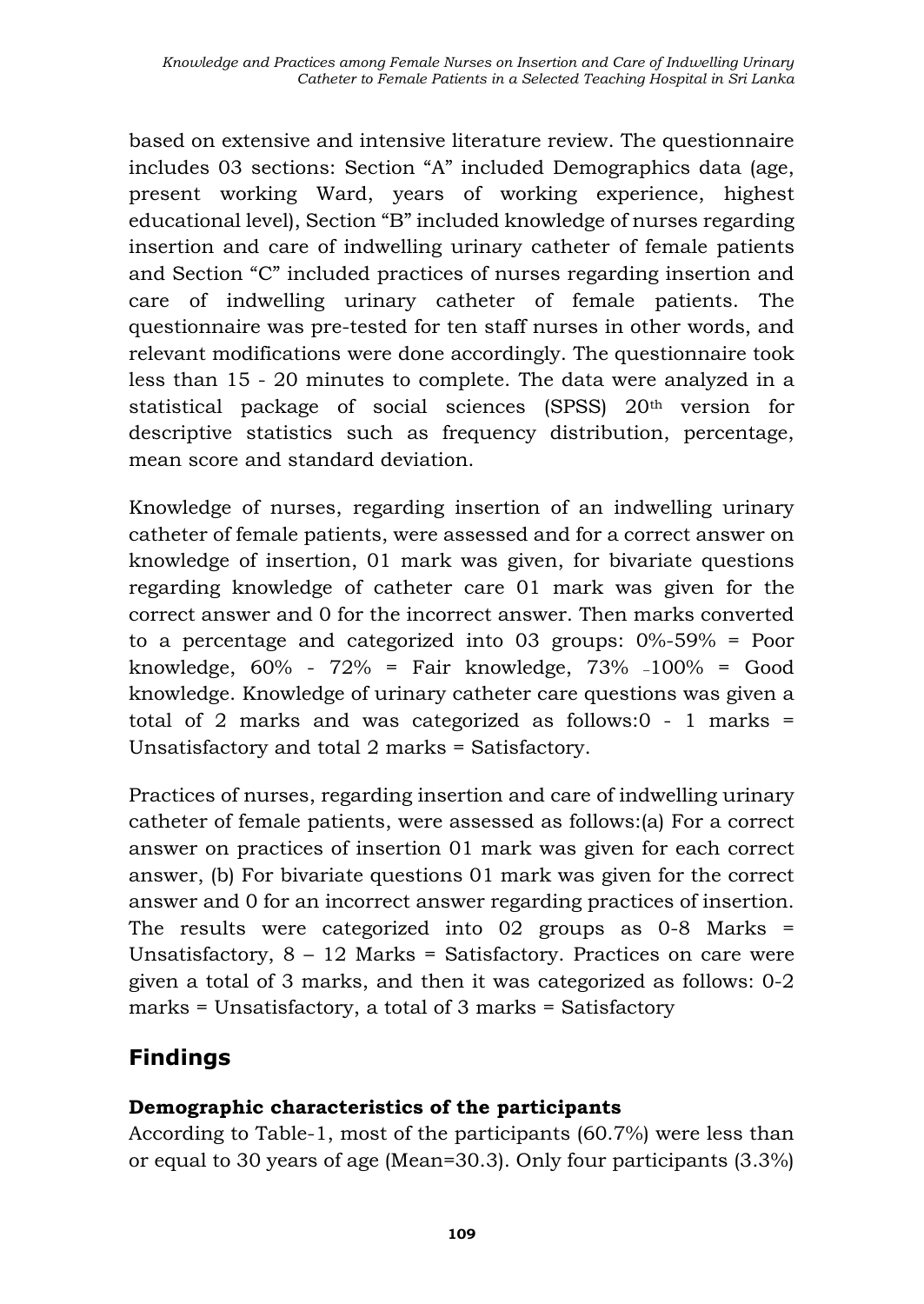based on extensive and intensive literature review. The questionnaire includes 03 sections: Section "A" included Demographics data (age, present working Ward, years of working experience, highest educational level), Section "B" included knowledge of nurses regarding insertion and care of indwelling urinary catheter of female patients and Section "C" included practices of nurses regarding insertion and care of indwelling urinary catheter of female patients. The questionnaire was pre-tested for ten staff nurses in other words, and relevant modifications were done accordingly. The questionnaire took less than 15 - 20 minutes to complete. The data were analyzed in a statistical package of social sciences (SPSS) 20th version for descriptive statistics such as frequency distribution, percentage, mean score and standard deviation.

Knowledge of nurses, regarding insertion of an indwelling urinary catheter of female patients, were assessed and for a correct answer on knowledge of insertion, 01 mark was given, for bivariate questions regarding knowledge of catheter care 01 mark was given for the correct answer and 0 for the incorrect answer. Then marks converted to a percentage and categorized into 03 groups: 0%-59% = Poor knowledge, 60% - 72% = Fair knowledge, 73% -100% = Good knowledge. Knowledge of urinary catheter care questions was given a total of 2 marks and was categorized as follows:0 - 1 marks = Unsatisfactory and total 2 marks = Satisfactory.

Practices of nurses, regarding insertion and care of indwelling urinary catheter of female patients, were assessed as follows:(a) For a correct answer on practices of insertion 01 mark was given for each correct answer, (b) For bivariate questions 01 mark was given for the correct answer and 0 for an incorrect answer regarding practices of insertion. The results were categorized into 02 groups as 0-8 Marks = Unsatisfactory, 8 – 12 Marks = Satisfactory. Practices on care were given a total of 3 marks, and then it was categorized as follows: 0-2 marks = Unsatisfactory, a total of 3 marks = Satisfactory

## Findings

### Demographic characteristics of the participants

According to Table-1, most of the participants (60.7%) were less than or equal to 30 years of age (Mean=30.3). Only four participants (3.3%)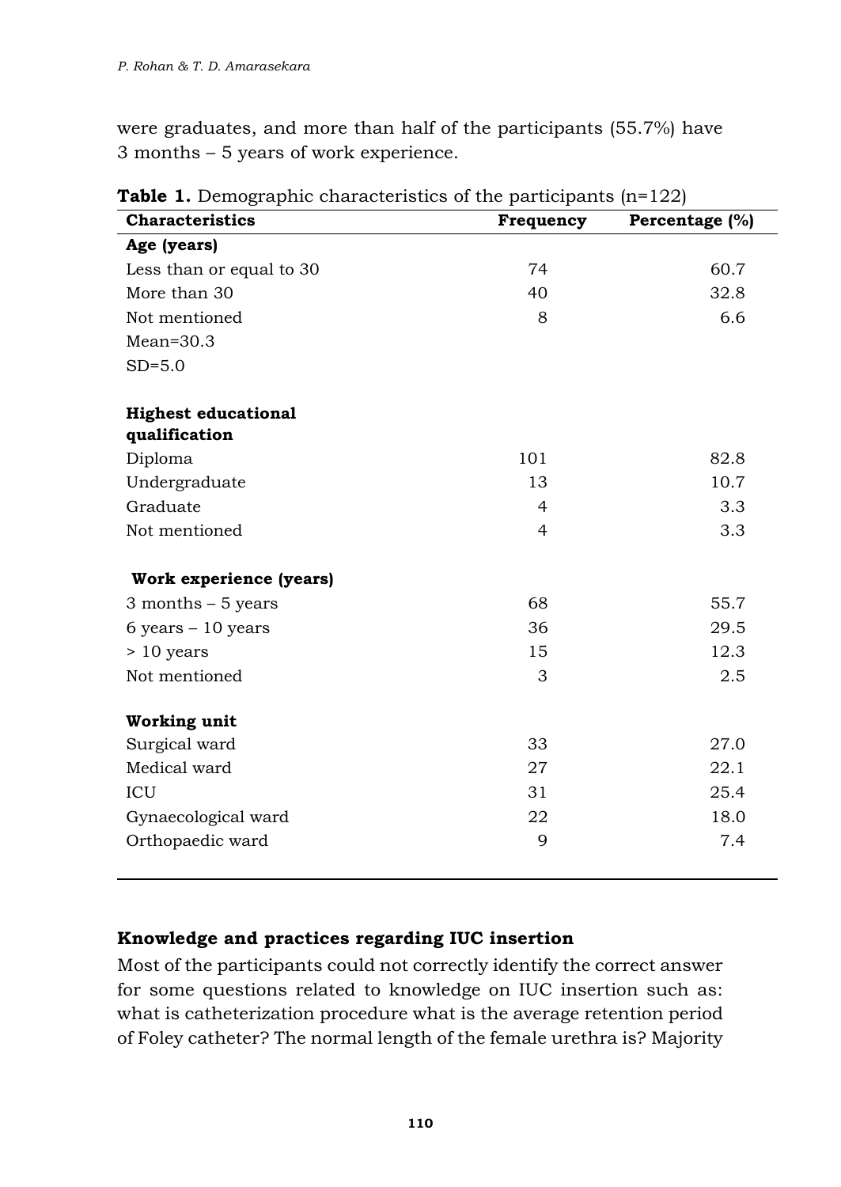were graduates, and more than half of the participants (55.7%) have 3 months – 5 years of work experience.

**Table 1.** Demographic characteristics of the participants (n=122)

| Characteristics | Frequency | Percentage (%) |
|---|---|---|
| **Age (years)** | | |
| Less than or equal to 30 | 74 | 60.7 |
| More than 30 | 40 | 32.8 |
| Not mentioned | 8 | 6.6 |
| Mean=30.3 | | |
| SD=5.0 | | |
| **Highest educational qualification** | | |
| Diploma | 101 | 82.8 |
| Undergraduate | 13 | 10.7 |
| Graduate | 4 | 3.3 |
| Not mentioned | 4 | 3.3 |
| **Work experience (years)** | | |
| 3 months – 5 years | 68 | 55.7 |
| 6 years – 10 years | 36 | 29.5 |
| > 10 years | 15 | 12.3 |
| Not mentioned | 3 | 2.5 |
| **Working unit** | | |
| Surgical ward | 33 | 27.0 |
| Medical ward | 27 | 22.1 |
| ICU | 31 | 25.4 |
| Gynaecological ward | 22 | 18.0 |
| Orthopaedic ward | 9 | 7.4 |

### Knowledge and practices regarding IUC insertion

Most of the participants could not correctly identify the correct answer for some questions related to knowledge on IUC insertion such as: what is catheterization procedure what is the average retention period of Foley catheter? The normal length of the female urethra is? Majority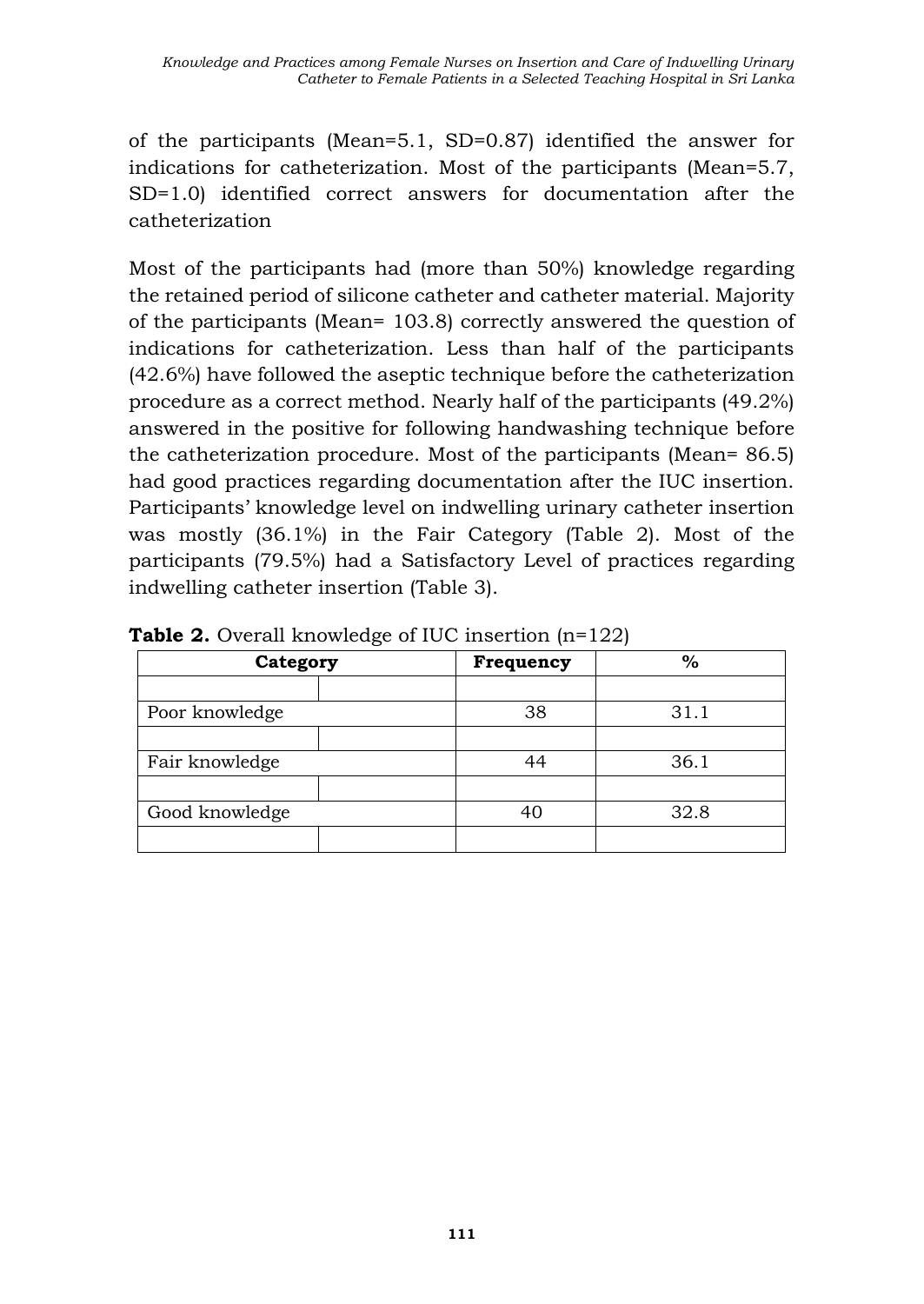of the participants (Mean=5.1, SD=0.87) identified the answer for indications for catheterization. Most of the participants (Mean=5.7, SD=1.0) identified correct answers for documentation after the catheterization

Most of the participants had (more than 50%) knowledge regarding the retained period of silicone catheter and catheter material. Majority of the participants (Mean= 103.8) correctly answered the question of indications for catheterization. Less than half of the participants (42.6%) have followed the aseptic technique before the catheterization procedure as a correct method. Nearly half of the participants (49.2%) answered in the positive for following handwashing technique before the catheterization procedure. Most of the participants (Mean= 86.5) had good practices regarding documentation after the IUC insertion. Participants' knowledge level on indwelling urinary catheter insertion was mostly (36.1%) in the Fair Category (Table 2). Most of the participants (79.5%) had a Satisfactory Level of practices regarding indwelling catheter insertion (Table 3).

**Table 2.** Overall knowledge of IUC insertion (n=122)

| Category | Frequency | % |
|---|---|---|
| Poor knowledge | 38 | 31.1 |
| Fair knowledge | 44 | 36.1 |
| Good knowledge | 40 | 32.8 |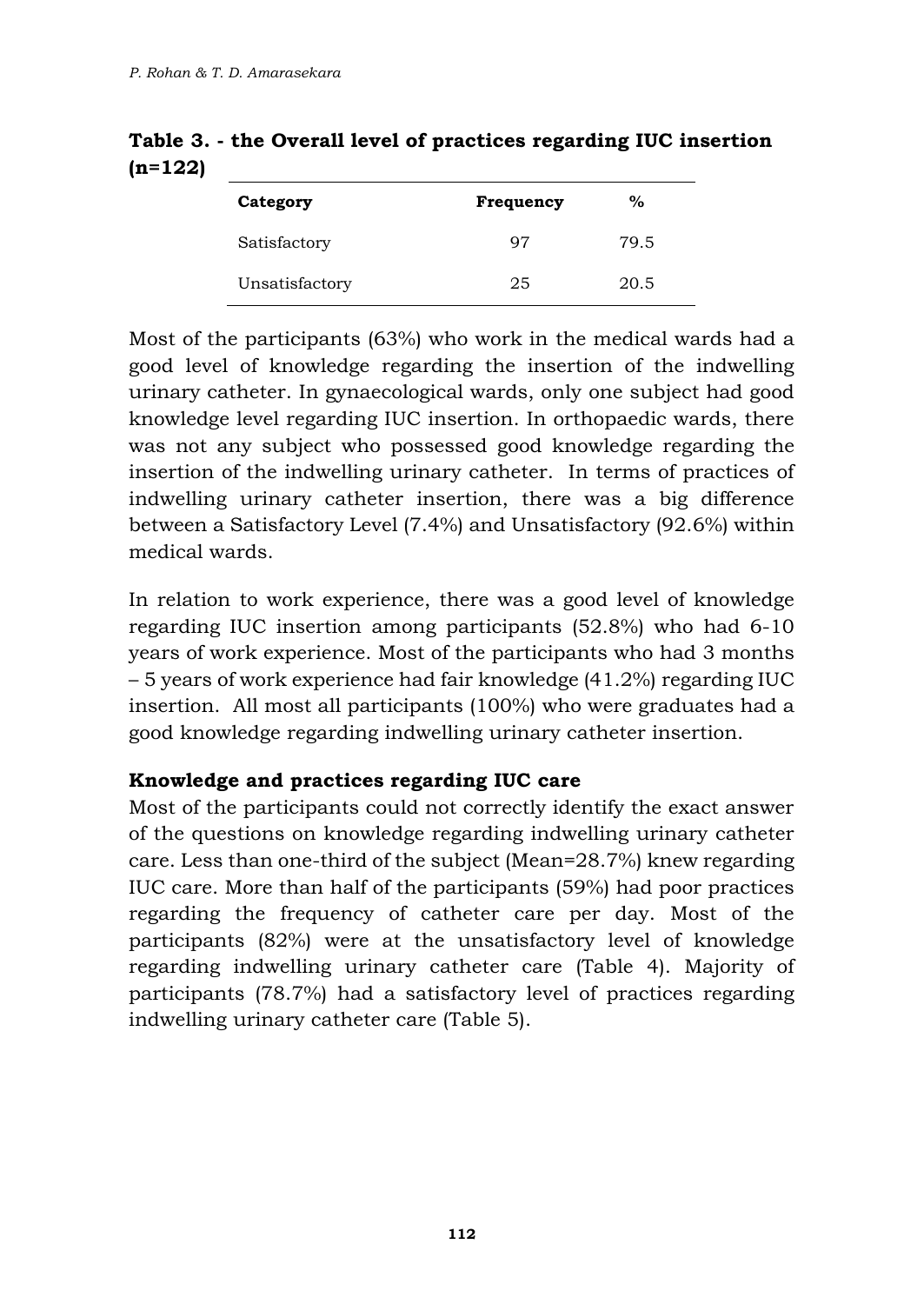**Table 3. - the Overall level of practices regarding IUC insertion (n=122)**

| Category | Frequency | % |
|---|---|---|
| Satisfactory | 97 | 79.5 |
| Unsatisfactory | 25 | 20.5 |

Most of the participants (63%) who work in the medical wards had a good level of knowledge regarding the insertion of the indwelling urinary catheter. In gynaecological wards, only one subject had good knowledge level regarding IUC insertion. In orthopaedic wards, there was not any subject who possessed good knowledge regarding the insertion of the indwelling urinary catheter. In terms of practices of indwelling urinary catheter insertion, there was a big difference between a Satisfactory Level (7.4%) and Unsatisfactory (92.6%) within medical wards.

In relation to work experience, there was a good level of knowledge regarding IUC insertion among participants (52.8%) who had 6-10 years of work experience. Most of the participants who had 3 months – 5 years of work experience had fair knowledge (41.2%) regarding IUC insertion. All most all participants (100%) who were graduates had a good knowledge regarding indwelling urinary catheter insertion.

**Knowledge and practices regarding IUC care**

Most of the participants could not correctly identify the exact answer of the questions on knowledge regarding indwelling urinary catheter care. Less than one-third of the subject (Mean=28.7%) knew regarding IUC care. More than half of the participants (59%) had poor practices regarding the frequency of catheter care per day. Most of the participants (82%) were at the unsatisfactory level of knowledge regarding indwelling urinary catheter care (Table 4). Majority of participants (78.7%) had a satisfactory level of practices regarding indwelling urinary catheter care (Table 5).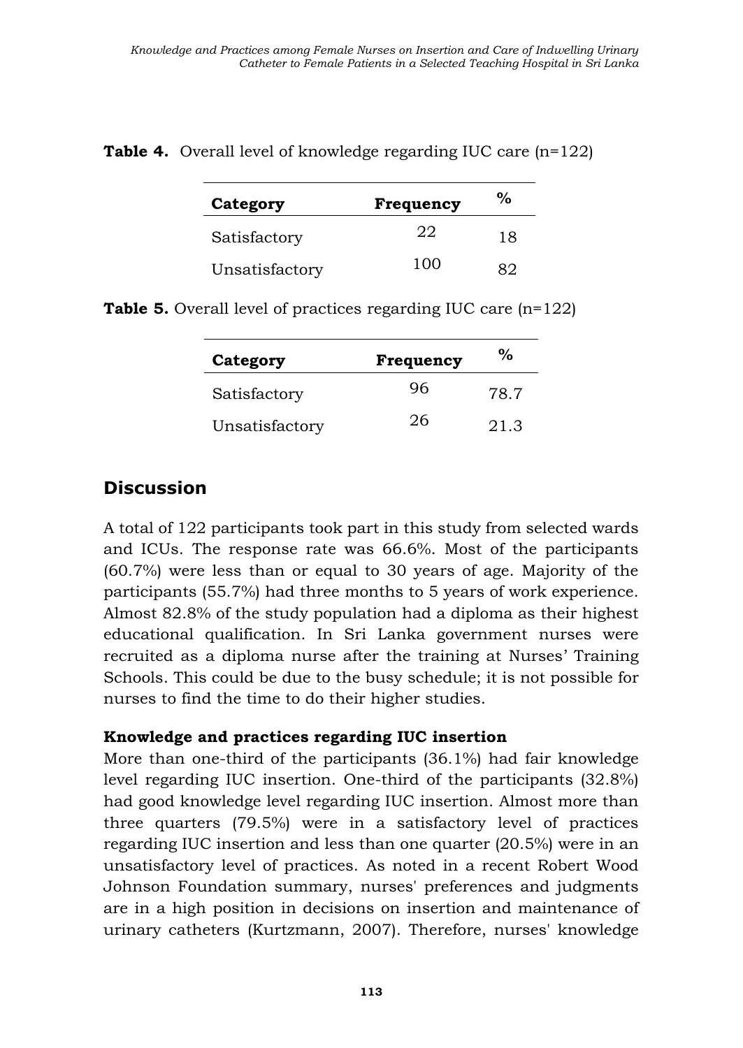**Table 4.** Overall level of knowledge regarding IUC care (n=122)

| Category | Frequency | % |
|---|---|---|
| Satisfactory | 22 | 18 |
| Unsatisfactory | 100 | 82 |

**Table 5.** Overall level of practices regarding IUC care (n=122)

| Category | Frequency | % |
|---|---|---|
| Satisfactory | 96 | 78.7 |
| Unsatisfactory | 26 | 21.3 |

## Discussion

A total of 122 participants took part in this study from selected wards and ICUs. The response rate was 66.6%. Most of the participants (60.7%) were less than or equal to 30 years of age. Majority of the participants (55.7%) had three months to 5 years of work experience. Almost 82.8% of the study population had a diploma as their highest educational qualification. In Sri Lanka government nurses were recruited as a diploma nurse after the training at Nurses' Training Schools. This could be due to the busy schedule; it is not possible for nurses to find the time to do their higher studies.

### Knowledge and practices regarding IUC insertion

More than one-third of the participants (36.1%) had fair knowledge level regarding IUC insertion. One-third of the participants (32.8%) had good knowledge level regarding IUC insertion. Almost more than three quarters (79.5%) were in a satisfactory level of practices regarding IUC insertion and less than one quarter (20.5%) were in an unsatisfactory level of practices. As noted in a recent Robert Wood Johnson Foundation summary, nurses' preferences and judgments are in a high position in decisions on insertion and maintenance of urinary catheters (Kurtzmann, 2007). Therefore, nurses' knowledge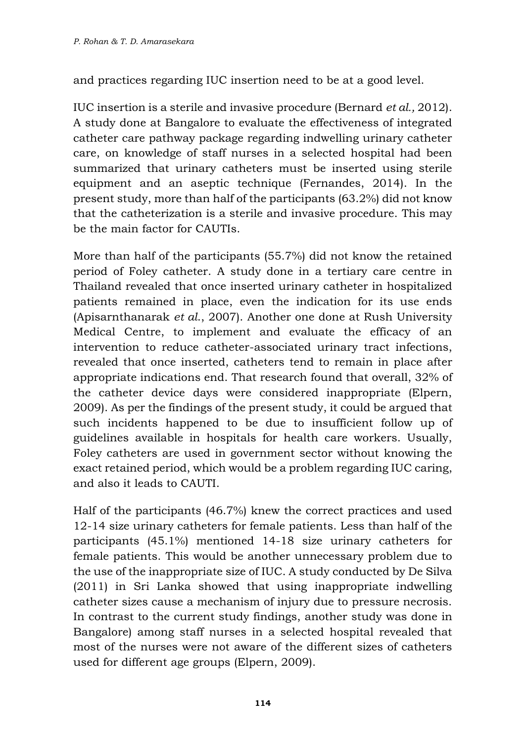and practices regarding IUC insertion need to be at a good level.

IUC insertion is a sterile and invasive procedure (Bernard *et al.,* 2012). A study done at Bangalore to evaluate the effectiveness of integrated catheter care pathway package regarding indwelling urinary catheter care, on knowledge of staff nurses in a selected hospital had been summarized that urinary catheters must be inserted using sterile equipment and an aseptic technique (Fernandes, 2014). In the present study, more than half of the participants (63.2%) did not know that the catheterization is a sterile and invasive procedure. This may be the main factor for CAUTIs.

More than half of the participants (55.7%) did not know the retained period of Foley catheter. A study done in a tertiary care centre in Thailand revealed that once inserted urinary catheter in hospitalized patients remained in place, even the indication for its use ends (Apisarnthanarak *et al.*, 2007). Another one done at Rush University Medical Centre, to implement and evaluate the efficacy of an intervention to reduce catheter-associated urinary tract infections, revealed that once inserted, catheters tend to remain in place after appropriate indications end. That research found that overall, 32% of the catheter device days were considered inappropriate (Elpern, 2009). As per the findings of the present study, it could be argued that such incidents happened to be due to insufficient follow up of guidelines available in hospitals for health care workers. Usually, Foley catheters are used in government sector without knowing the exact retained period, which would be a problem regarding IUC caring, and also it leads to CAUTI.

Half of the participants (46.7%) knew the correct practices and used 12-14 size urinary catheters for female patients. Less than half of the participants (45.1%) mentioned 14-18 size urinary catheters for female patients. This would be another unnecessary problem due to the use of the inappropriate size of IUC. A study conducted by De Silva (2011) in Sri Lanka showed that using inappropriate indwelling catheter sizes cause a mechanism of injury due to pressure necrosis. In contrast to the current study findings, another study was done in Bangalore) among staff nurses in a selected hospital revealed that most of the nurses were not aware of the different sizes of catheters used for different age groups (Elpern, 2009).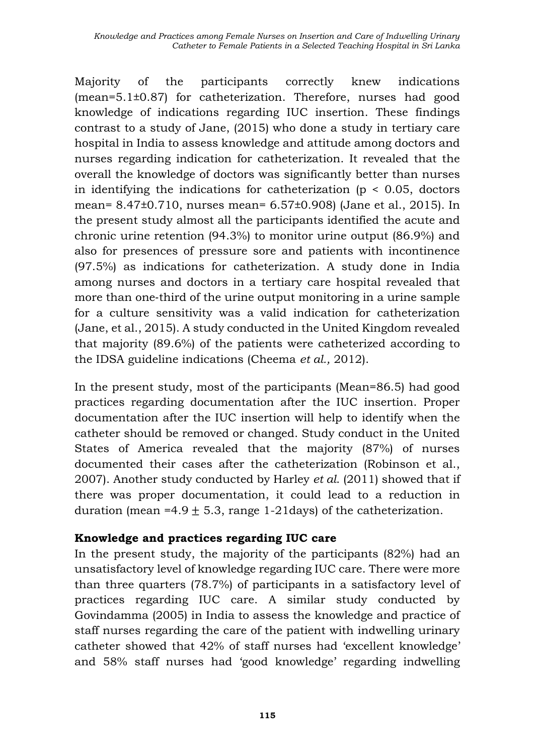Majority of the participants correctly knew indications (mean=5.1±0.87) for catheterization. Therefore, nurses had good knowledge of indications regarding IUC insertion. These findings contrast to a study of Jane, (2015) who done a study in tertiary care hospital in India to assess knowledge and attitude among doctors and nurses regarding indication for catheterization. It revealed that the overall the knowledge of doctors was significantly better than nurses in identifying the indications for catheterization ($p < 0.05$, doctors mean= 8.47±0.710, nurses mean= 6.57±0.908) (Jane et al., 2015). In the present study almost all the participants identified the acute and chronic urine retention (94.3%) to monitor urine output (86.9%) and also for presences of pressure sore and patients with incontinence (97.5%) as indications for catheterization. A study done in India among nurses and doctors in a tertiary care hospital revealed that more than one-third of the urine output monitoring in a urine sample for a culture sensitivity was a valid indication for catheterization (Jane, et al., 2015). A study conducted in the United Kingdom revealed that majority (89.6%) of the patients were catheterized according to the IDSA guideline indications (Cheema *et al.,* 2012).

In the present study, most of the participants (Mean=86.5) had good practices regarding documentation after the IUC insertion. Proper documentation after the IUC insertion will help to identify when the catheter should be removed or changed. Study conduct in the United States of America revealed that the majority (87%) of nurses documented their cases after the catheterization (Robinson et al., 2007). Another study conducted by Harley *et al.* (2011) showed that if there was proper documentation, it could lead to a reduction in duration (mean =4.9 ± 5.3, range 1-21days) of the catheterization.

**Knowledge and practices regarding IUC care**

In the present study, the majority of the participants (82%) had an unsatisfactory level of knowledge regarding IUC care. There were more than three quarters (78.7%) of participants in a satisfactory level of practices regarding IUC care. A similar study conducted by Govindamma (2005) in India to assess the knowledge and practice of staff nurses regarding the care of the patient with indwelling urinary catheter showed that 42% of staff nurses had 'excellent knowledge' and 58% staff nurses had 'good knowledge' regarding indwelling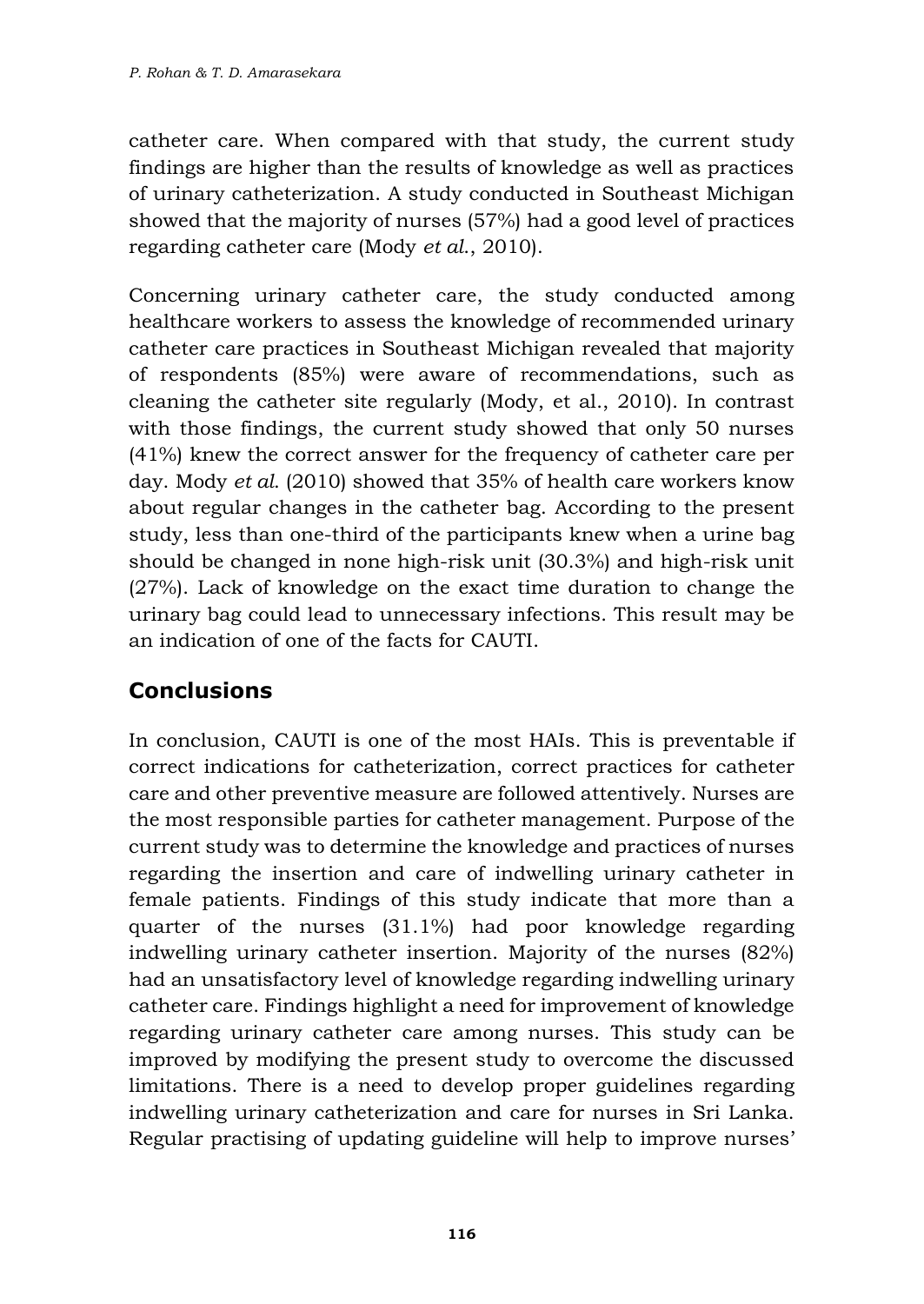catheter care. When compared with that study, the current study findings are higher than the results of knowledge as well as practices of urinary catheterization. A study conducted in Southeast Michigan showed that the majority of nurses (57%) had a good level of practices regarding catheter care (Mody *et al.*, 2010).

Concerning urinary catheter care, the study conducted among healthcare workers to assess the knowledge of recommended urinary catheter care practices in Southeast Michigan revealed that majority of respondents (85%) were aware of recommendations, such as cleaning the catheter site regularly (Mody, et al., 2010). In contrast with those findings, the current study showed that only 50 nurses (41%) knew the correct answer for the frequency of catheter care per day. Mody *et al.* (2010) showed that 35% of health care workers know about regular changes in the catheter bag. According to the present study, less than one-third of the participants knew when a urine bag should be changed in none high-risk unit (30.3%) and high-risk unit (27%). Lack of knowledge on the exact time duration to change the urinary bag could lead to unnecessary infections. This result may be an indication of one of the facts for CAUTI.

## Conclusions

In conclusion, CAUTI is one of the most HAIs. This is preventable if correct indications for catheterization, correct practices for catheter care and other preventive measure are followed attentively. Nurses are the most responsible parties for catheter management. Purpose of the current study was to determine the knowledge and practices of nurses regarding the insertion and care of indwelling urinary catheter in female patients. Findings of this study indicate that more than a quarter of the nurses (31.1%) had poor knowledge regarding indwelling urinary catheter insertion. Majority of the nurses (82%) had an unsatisfactory level of knowledge regarding indwelling urinary catheter care. Findings highlight a need for improvement of knowledge regarding urinary catheter care among nurses. This study can be improved by modifying the present study to overcome the discussed limitations. There is a need to develop proper guidelines regarding indwelling urinary catheterization and care for nurses in Sri Lanka. Regular practising of updating guideline will help to improve nurses'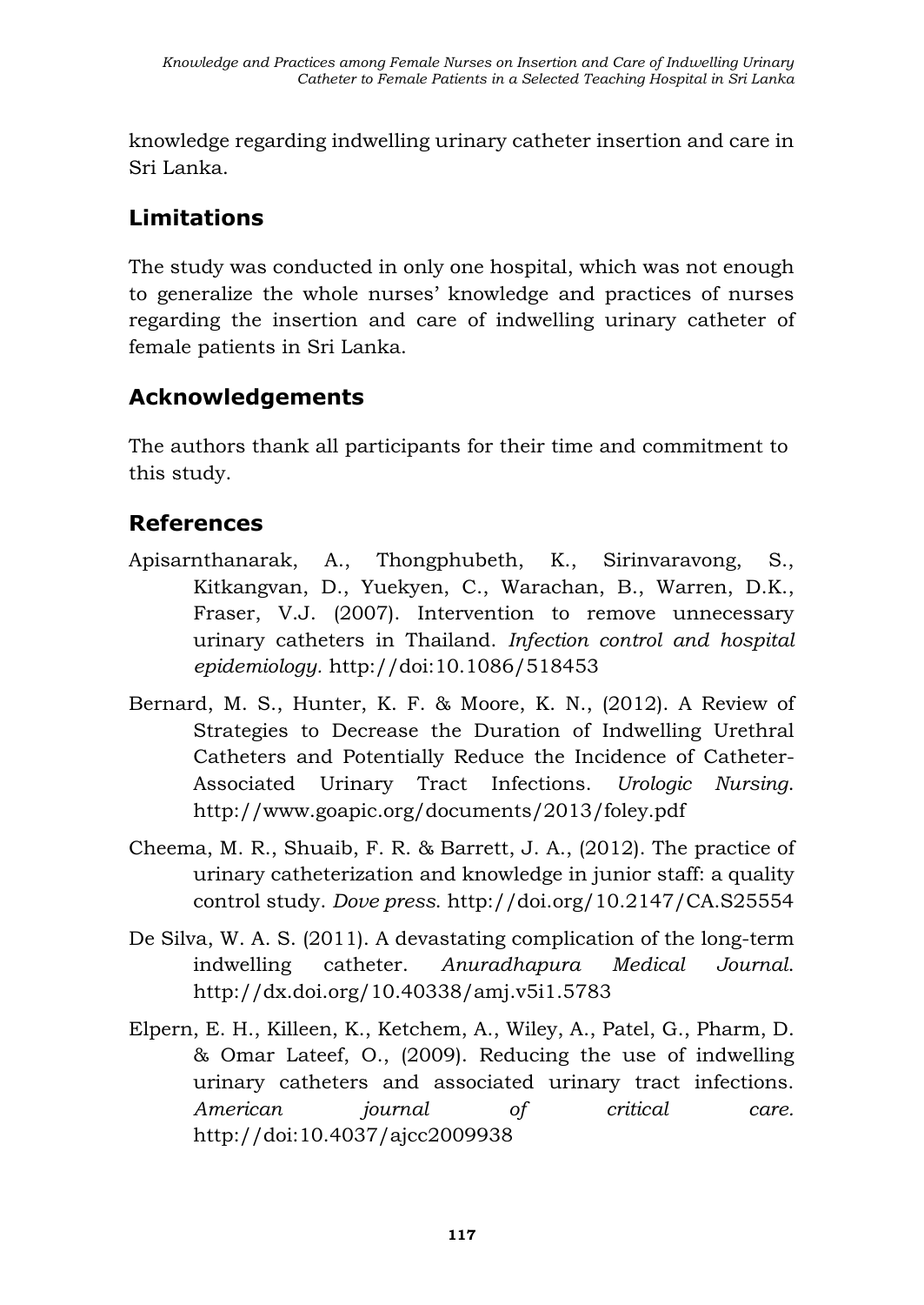knowledge regarding indwelling urinary catheter insertion and care in Sri Lanka.

## Limitations

The study was conducted in only one hospital, which was not enough to generalize the whole nurses' knowledge and practices of nurses regarding the insertion and care of indwelling urinary catheter of female patients in Sri Lanka.

## Acknowledgements

The authors thank all participants for their time and commitment to this study.

## References

Apisarnthanarak, A., Thongphubeth, K., Sirinvaravong, S., Kitkangvan, D., Yuekyen, C., Warachan, B., Warren, D.K., Fraser, V.J. (2007). Intervention to remove unnecessary urinary catheters in Thailand. *Infection control and hospital epidemiology.* http://doi:10.1086/518453

Bernard, M. S., Hunter, K. F. & Moore, K. N., (2012). A Review of Strategies to Decrease the Duration of Indwelling Urethral Catheters and Potentially Reduce the Incidence of Catheter-Associated Urinary Tract Infections. *Urologic Nursing.* http://www.goapic.org/documents/2013/foley.pdf

Cheema, M. R., Shuaib, F. R. & Barrett, J. A., (2012). The practice of urinary catheterization and knowledge in junior staff: a quality control study. *Dove press.* http://doi.org/10.2147/CA.S25554

De Silva, W. A. S. (2011). A devastating complication of the long-term indwelling catheter. *Anuradhapura Medical Journal.* http://dx.doi.org/10.40338/amj.v5i1.5783

Elpern, E. H., Killeen, K., Ketchem, A., Wiley, A., Patel, G., Pharm, D. & Omar Lateef, O., (2009). Reducing the use of indwelling urinary catheters and associated urinary tract infections. *American journal of critical care.* http://doi:10.4037/ajcc2009938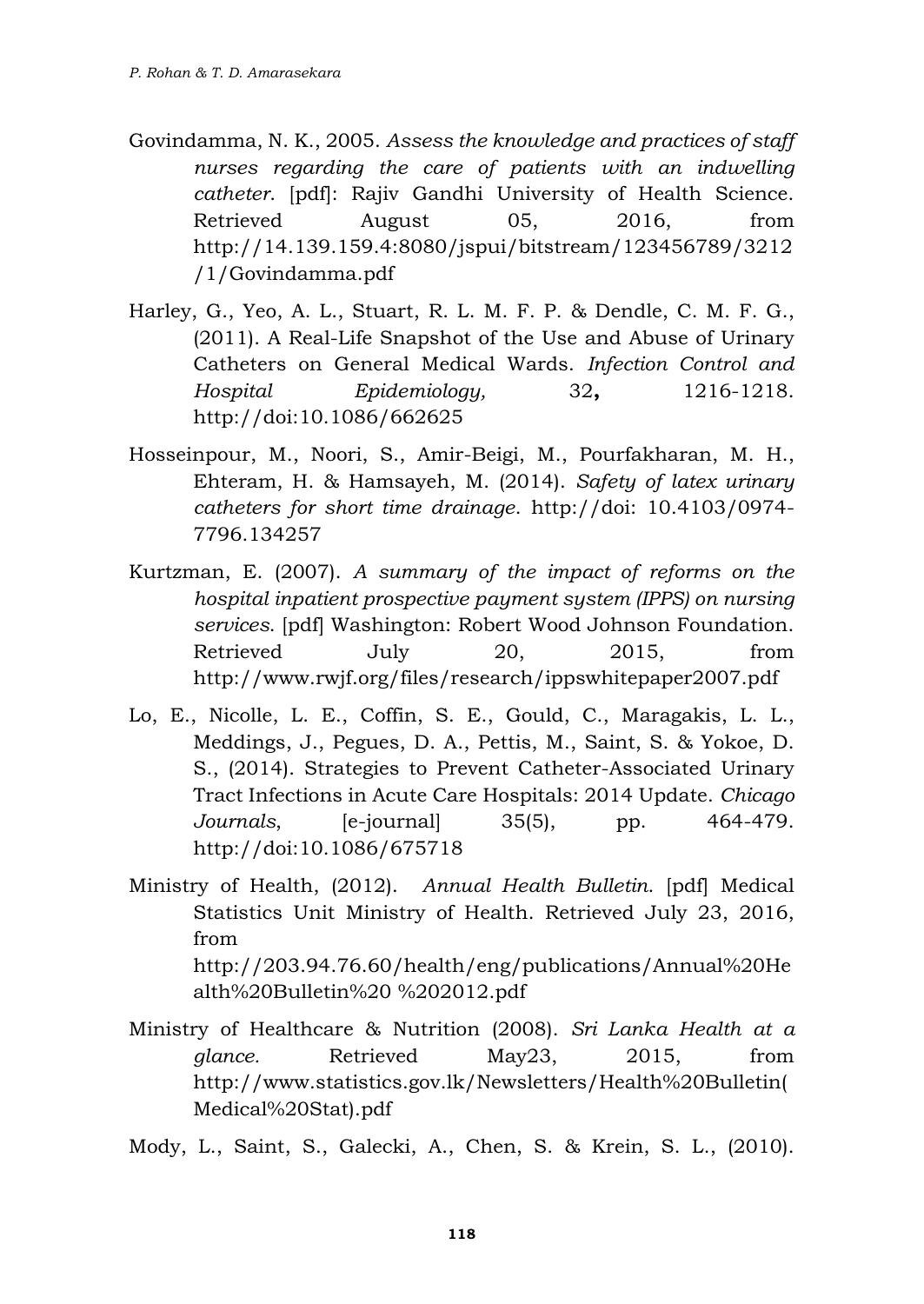Govindamma, N. K., 2005. *Assess the knowledge and practices of staff nurses regarding the care of patients with an indwelling catheter*. [pdf]: Rajiv Gandhi University of Health Science. Retrieved August 05, 2016, from http://14.139.159.4:8080/jspui/bitstream/123456789/3212/1/Govindamma.pdf

Harley, G., Yeo, A. L., Stuart, R. L. M. F. P. & Dendle, C. M. F. G., (2011). A Real-Life Snapshot of the Use and Abuse of Urinary Catheters on General Medical Wards. *Infection Control and Hospital Epidemiology,* 32**,** 1216-1218. http://doi:10.1086/662625

Hosseinpour, M., Noori, S., Amir-Beigi, M., Pourfakharan, M. H., Ehteram, H. & Hamsayeh, M. (2014). *Safety of latex urinary catheters for short time drainage*. http://doi: 10.4103/0974-7796.134257

Kurtzman, E. (2007). *A summary of the impact of reforms on the hospital inpatient prospective payment system (IPPS) on nursing services*. [pdf] Washington: Robert Wood Johnson Foundation. Retrieved July 20, 2015, from http://www.rwjf.org/files/research/ippswhitepaper2007.pdf

Lo, E., Nicolle, L. E., Coffin, S. E., Gould, C., Maragakis, L. L., Meddings, J., Pegues, D. A., Pettis, M., Saint, S. & Yokoe, D. S., (2014). Strategies to Prevent Catheter-Associated Urinary Tract Infections in Acute Care Hospitals: 2014 Update. *Chicago Journals*, [e-journal] 35(5), pp. 464-479. http://doi:10.1086/675718

Ministry of Health, (2012). *Annual Health Bulletin*. [pdf] Medical Statistics Unit Ministry of Health. Retrieved July 23, 2016, from http://203.94.76.60/health/eng/publications/Annual%20Health%20Bulletin%20 %202012.pdf

Ministry of Healthcare & Nutrition (2008). *Sri Lanka Health at a glance.* Retrieved May23, 2015, from http://www.statistics.gov.lk/Newsletters/Health%20Bulletin(Medical%20Stat).pdf

Mody, L., Saint, S., Galecki, A., Chen, S. & Krein, S. L., (2010).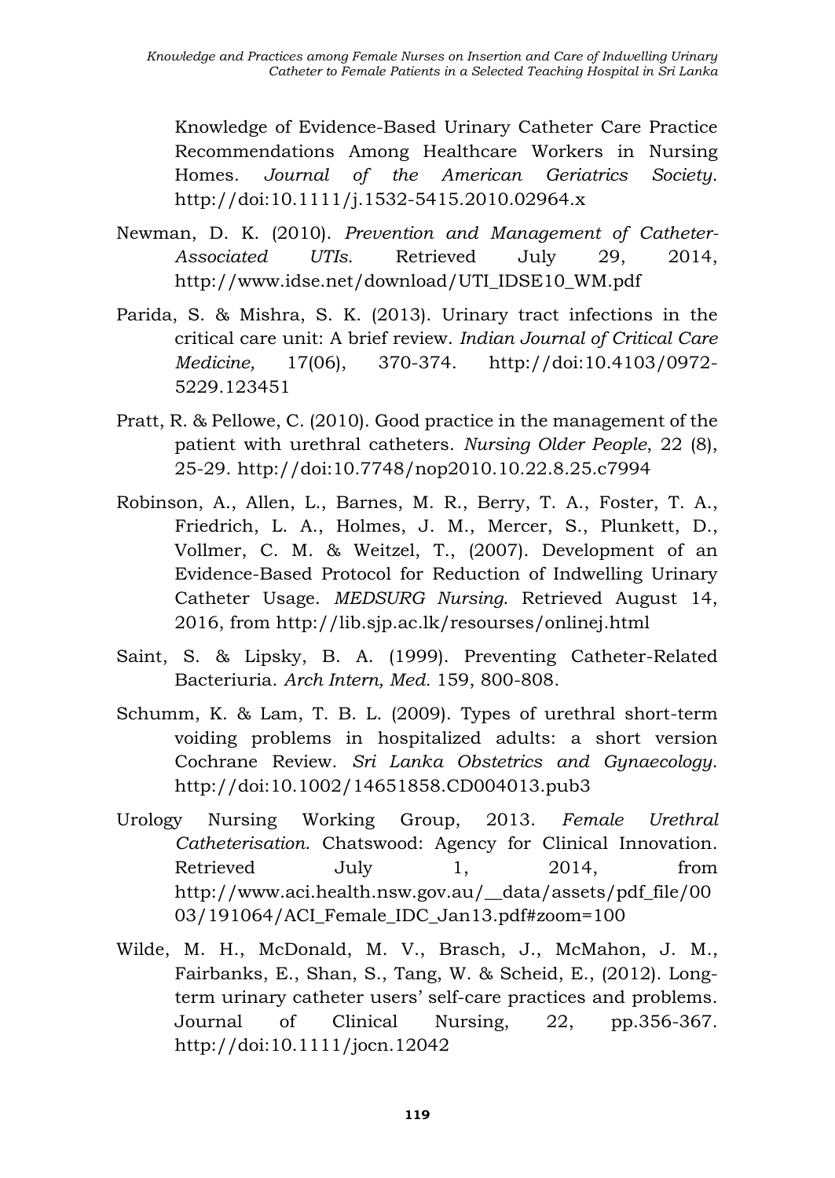Knowledge of Evidence-Based Urinary Catheter Care Practice Recommendations Among Healthcare Workers in Nursing Homes. *Journal of the American Geriatrics Society*. http://doi:10.1111/j.1532-5415.2010.02964.x

Newman, D. K. (2010). *Prevention and Management of Catheter-Associated UTIs*. Retrieved July 29, 2014, http://www.idse.net/download/UTI_IDSE10_WM.pdf

Parida, S. & Mishra, S. K. (2013). Urinary tract infections in the critical care unit: A brief review. *Indian Journal of Critical Care Medicine,* 17(06), 370-374. http://doi:10.4103/0972-5229.123451

Pratt, R. & Pellowe, C. (2010). Good practice in the management of the patient with urethral catheters. *Nursing Older People*, 22 (8), 25-29. http://doi:10.7748/nop2010.10.22.8.25.c7994

Robinson, A., Allen, L., Barnes, M. R., Berry, T. A., Foster, T. A., Friedrich, L. A., Holmes, J. M., Mercer, S., Plunkett, D., Vollmer, C. M. & Weitzel, T., (2007). Development of an Evidence-Based Protocol for Reduction of Indwelling Urinary Catheter Usage. *MEDSURG Nursing*. Retrieved August 14, 2016, from http://lib.sjp.ac.lk/resourses/onlinej.html

Saint, S. & Lipsky, B. A. (1999). Preventing Catheter-Related Bacteriuria. *Arch Intern, Med.* 159, 800-808.

Schumm, K. & Lam, T. B. L. (2009). Types of urethral short-term voiding problems in hospitalized adults: a short version Cochrane Review. *Sri Lanka Obstetrics and Gynaecology*. http://doi:10.1002/14651858.CD004013.pub3

Urology Nursing Working Group, 2013. *Female Urethral Catheterisation*. Chatswood: Agency for Clinical Innovation. Retrieved July 1, 2014, from http://www.aci.health.nsw.gov.au/__data/assets/pdf_file/0003/191064/ACI_Female_IDC_Jan13.pdf#zoom=100

Wilde, M. H., McDonald, M. V., Brasch, J., McMahon, J. M., Fairbanks, E., Shan, S., Tang, W. & Scheid, E., (2012). Long-term urinary catheter users' self-care practices and problems. Journal of Clinical Nursing, 22, pp.356-367. http://doi:10.1111/jocn.12042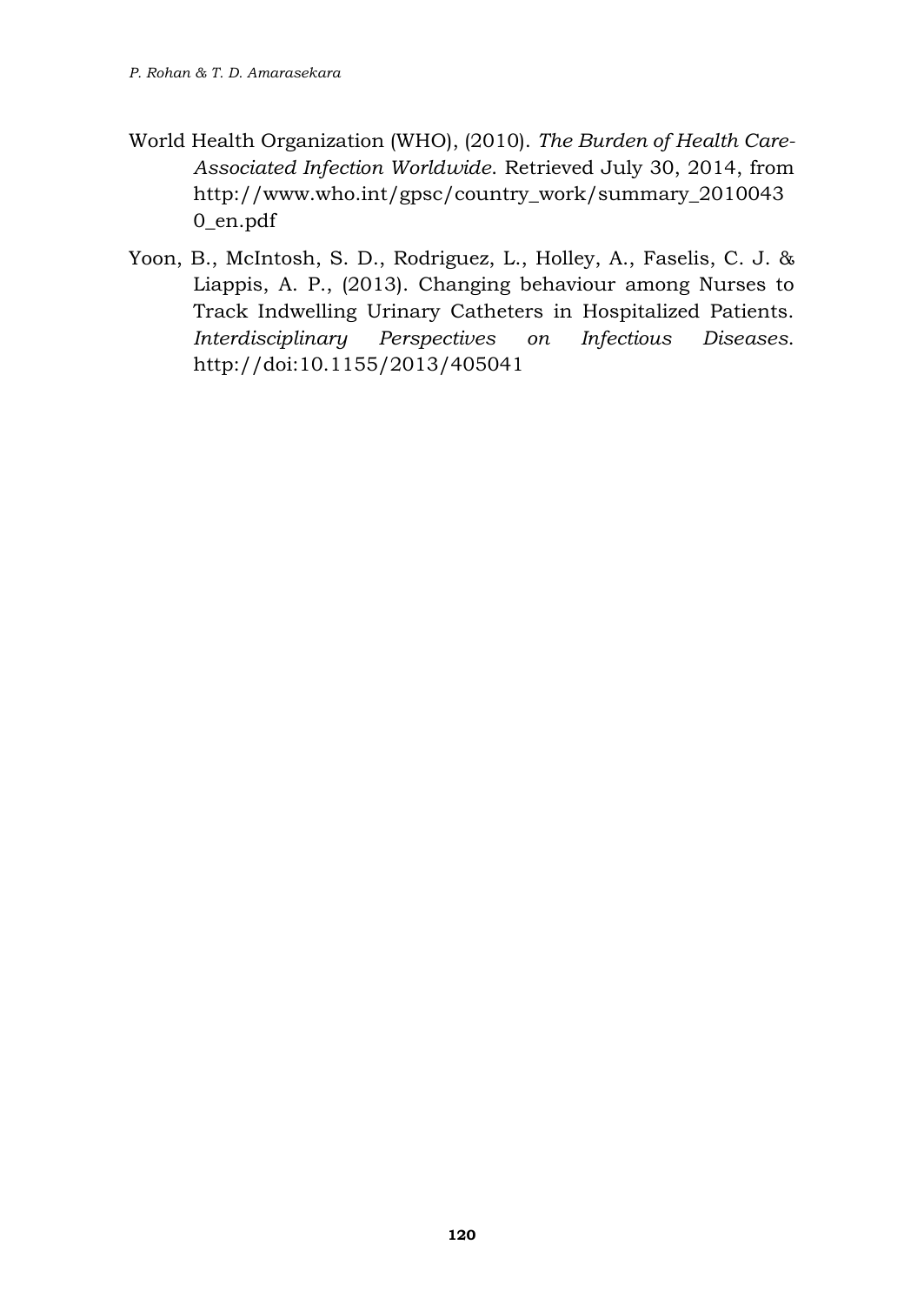World Health Organization (WHO), (2010). *The Burden of Health Care-Associated Infection Worldwide*. Retrieved July 30, 2014, from http://www.who.int/gpsc/country_work/summary_20100430_en.pdf

Yoon, B., McIntosh, S. D., Rodriguez, L., Holley, A., Faselis, C. J. & Liappis, A. P., (2013). Changing behaviour among Nurses to Track Indwelling Urinary Catheters in Hospitalized Patients. *Interdisciplinary Perspectives on Infectious Diseases*. http://doi:10.1155/2013/405041